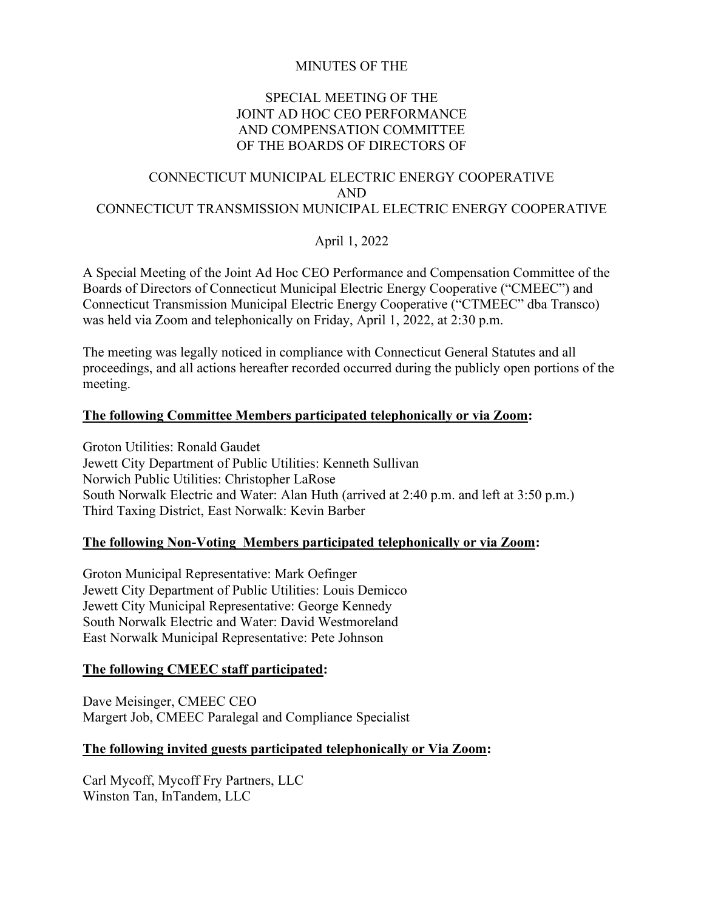MINUTES OF THE

SPECIAL MEETING OF THE
JOINT AD HOC CEO PERFORMANCE
AND COMPENSATION COMMITTEE
OF THE BOARDS OF DIRECTORS OF

CONNECTICUT MUNICIPAL ELECTRIC ENERGY COOPERATIVE
AND
CONNECTICUT TRANSMISSION MUNICIPAL ELECTRIC ENERGY COOPERATIVE

April 1, 2022

A Special Meeting of the Joint Ad Hoc CEO Performance and Compensation Committee of the Boards of Directors of Connecticut Municipal Electric Energy Cooperative ("CMEEC") and Connecticut Transmission Municipal Electric Energy Cooperative ("CTMEEC" dba Transco) was held via Zoom and telephonically on Friday, April 1, 2022, at 2:30 p.m.

The meeting was legally noticed in compliance with Connecticut General Statutes and all proceedings, and all actions hereafter recorded occurred during the publicly open portions of the meeting.

**The following Committee Members participated telephonically or via Zoom:**

Groton Utilities: Ronald Gaudet
Jewett City Department of Public Utilities: Kenneth Sullivan
Norwich Public Utilities: Christopher LaRose
South Norwalk Electric and Water: Alan Huth (arrived at 2:40 p.m. and left at 3:50 p.m.)
Third Taxing District, East Norwalk: Kevin Barber

**The following Non-Voting Members participated telephonically or via Zoom:**

Groton Municipal Representative: Mark Oefinger
Jewett City Department of Public Utilities: Louis Demicco
Jewett City Municipal Representative: George Kennedy
South Norwalk Electric and Water: David Westmoreland
East Norwalk Municipal Representative: Pete Johnson

**The following CMEEC staff participated:**

Dave Meisinger, CMEEC CEO
Margert Job, CMEEC Paralegal and Compliance Specialist

**The following invited guests participated telephonically or Via Zoom:**

Carl Mycoff, Mycoff Fry Partners, LLC
Winston Tan, InTandem, LLC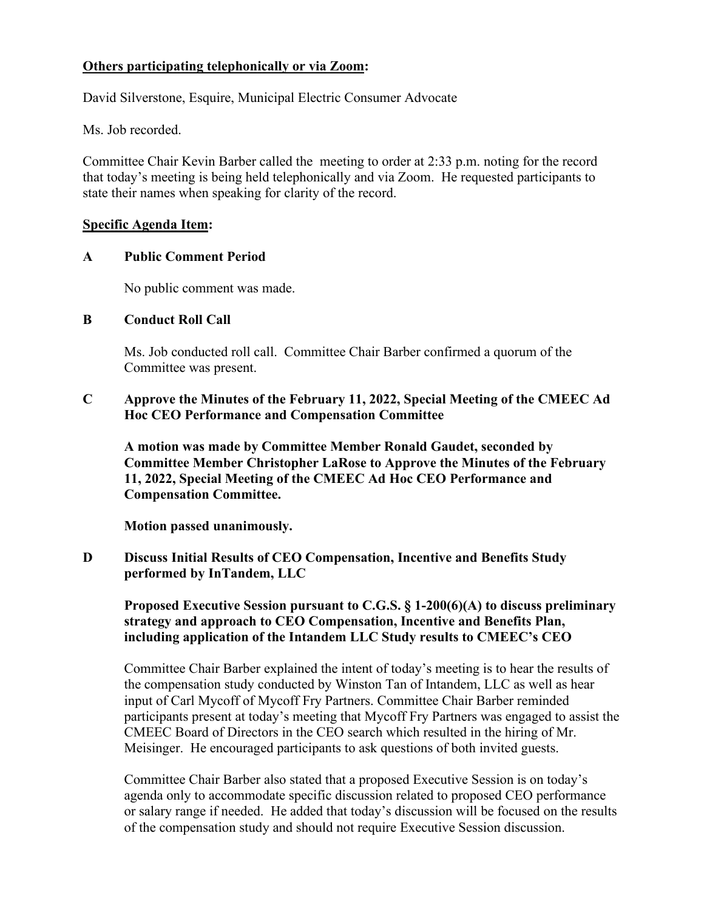**Others participating telephonically or via Zoom:**

David Silverstone, Esquire, Municipal Electric Consumer Advocate

Ms. Job recorded.

Committee Chair Kevin Barber called the meeting to order at 2:33 p.m. noting for the record that today's meeting is being held telephonically and via Zoom. He requested participants to state their names when speaking for clarity of the record.

**Specific Agenda Item:**

**A Public Comment Period**

No public comment was made.

**B Conduct Roll Call**

Ms. Job conducted roll call. Committee Chair Barber confirmed a quorum of the Committee was present.

**C Approve the Minutes of the February 11, 2022, Special Meeting of the CMEEC Ad Hoc CEO Performance and Compensation Committee**

**A motion was made by Committee Member Ronald Gaudet, seconded by Committee Member Christopher LaRose to Approve the Minutes of the February 11, 2022, Special Meeting of the CMEEC Ad Hoc CEO Performance and Compensation Committee.**

**Motion passed unanimously.**

**D Discuss Initial Results of CEO Compensation, Incentive and Benefits Study performed by InTandem, LLC**

**Proposed Executive Session pursuant to C.G.S. § 1-200(6)(A) to discuss preliminary strategy and approach to CEO Compensation, Incentive and Benefits Plan, including application of the Intandem LLC Study results to CMEEC's CEO**

Committee Chair Barber explained the intent of today's meeting is to hear the results of the compensation study conducted by Winston Tan of Intandem, LLC as well as hear input of Carl Mycoff of Mycoff Fry Partners. Committee Chair Barber reminded participants present at today's meeting that Mycoff Fry Partners was engaged to assist the CMEEC Board of Directors in the CEO search which resulted in the hiring of Mr. Meisinger. He encouraged participants to ask questions of both invited guests.

Committee Chair Barber also stated that a proposed Executive Session is on today's agenda only to accommodate specific discussion related to proposed CEO performance or salary range if needed. He added that today's discussion will be focused on the results of the compensation study and should not require Executive Session discussion.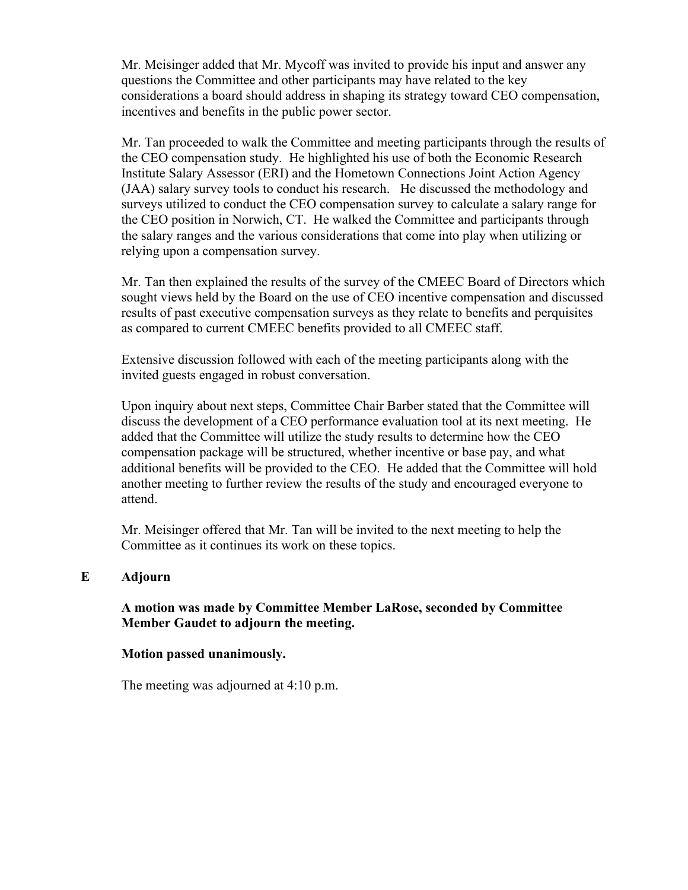Mr. Meisinger added that Mr. Mycoff was invited to provide his input and answer any questions the Committee and other participants may have related to the key considerations a board should address in shaping its strategy toward CEO compensation, incentives and benefits in the public power sector.

Mr. Tan proceeded to walk the Committee and meeting participants through the results of the CEO compensation study. He highlighted his use of both the Economic Research Institute Salary Assessor (ERI) and the Hometown Connections Joint Action Agency (JAA) salary survey tools to conduct his research. He discussed the methodology and surveys utilized to conduct the CEO compensation survey to calculate a salary range for the CEO position in Norwich, CT. He walked the Committee and participants through the salary ranges and the various considerations that come into play when utilizing or relying upon a compensation survey.

Mr. Tan then explained the results of the survey of the CMEEC Board of Directors which sought views held by the Board on the use of CEO incentive compensation and discussed results of past executive compensation surveys as they relate to benefits and perquisites as compared to current CMEEC benefits provided to all CMEEC staff.

Extensive discussion followed with each of the meeting participants along with the invited guests engaged in robust conversation.

Upon inquiry about next steps, Committee Chair Barber stated that the Committee will discuss the development of a CEO performance evaluation tool at its next meeting. He added that the Committee will utilize the study results to determine how the CEO compensation package will be structured, whether incentive or base pay, and what additional benefits will be provided to the CEO. He added that the Committee will hold another meeting to further review the results of the study and encouraged everyone to attend.

Mr. Meisinger offered that Mr. Tan will be invited to the next meeting to help the Committee as it continues its work on these topics.

### E Adjourn

**A motion was made by Committee Member LaRose, seconded by Committee Member Gaudet to adjourn the meeting.**

**Motion passed unanimously.**

The meeting was adjourned at 4:10 p.m.